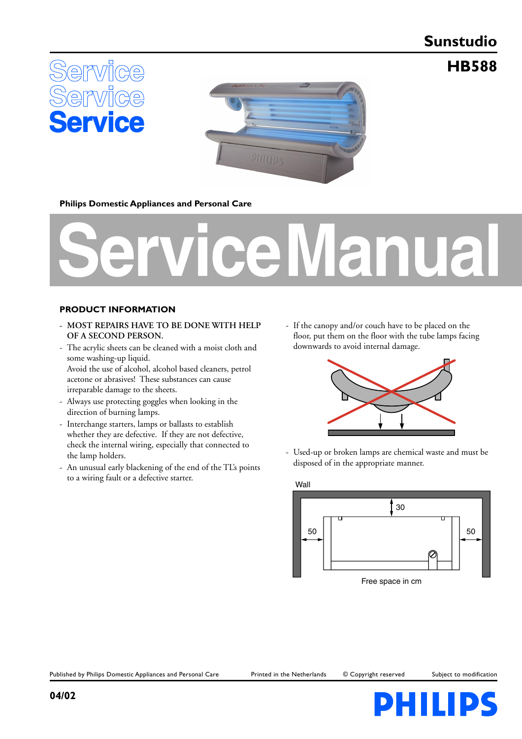# Sunstudio

# HB588

Service
Service
Service

Philips Domestic Appliances and Personal Care

# Service Manual

## PRODUCT INFORMATION

- **MOST REPAIRS HAVE TO BE DONE WITH HELP OF A SECOND PERSON.**
- The acrylic sheets can be cleaned with a moist cloth and some washing-up liquid.
  Avoid the use of alcohol, alcohol based cleaners, petrol acetone or abrasives! These substances can cause irreparable damage to the sheets.
- Always use protecting goggles when looking in the direction of burning lamps.
- Interchange starters, lamps or ballasts to establish whether they are defective. If they are not defective, check the internal wiring, especially that connected to the lamp holders.
- An unusual early blackening of the end of the TL's points to a wiring fault or a defective starter.
- If the canopy and/or couch have to be placed on the floor, put them on the floor with the tube lamps facing downwards to avoid internal damage.
- Used-up or broken lamps are chemical waste and must be disposed of in the appropriate manner.

Wall

30

50

50

Free space in cm

Published by Philips Domestic Appliances and Personal Care | Printed in the Netherlands | © Copyright reserved | Subject to modification

04/02

PHILIPS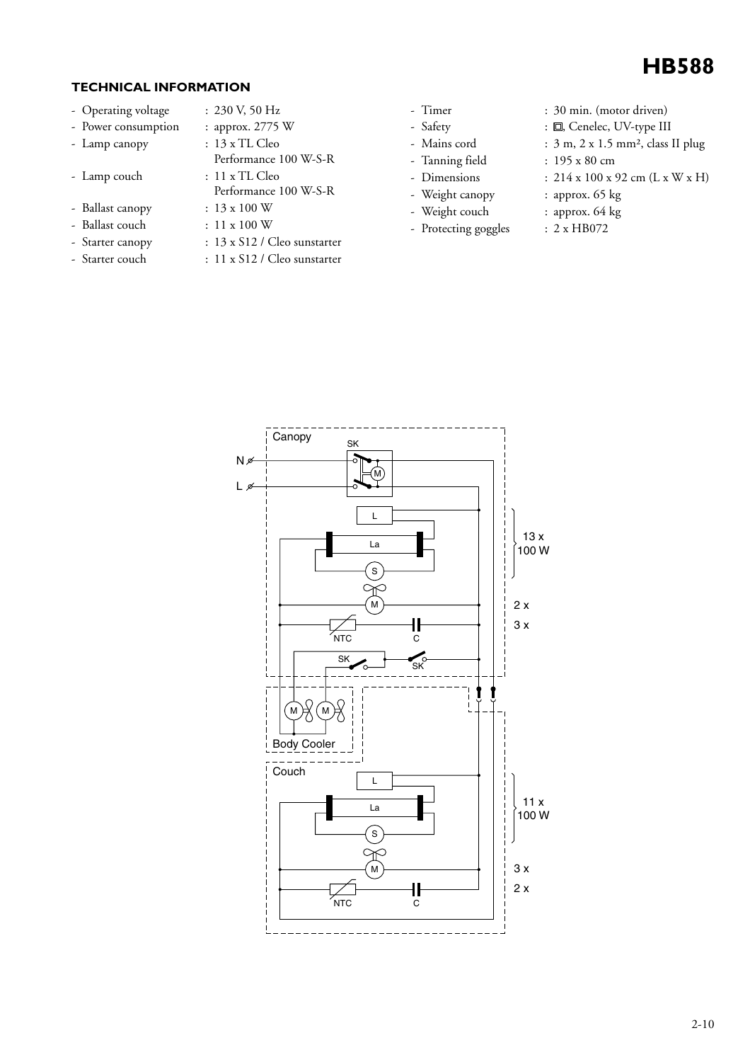# HB588

### TECHNICAL INFORMATION

- Operating voltage : 230 V, 50 Hz
- Power consumption : approx. 2775 W
- Lamp canopy : 13 x TL Cleo Performance 100 W-S-R
- Lamp couch : 11 x TL Cleo Performance 100 W-S-R
- Ballast canopy : 13 x 100 W
- Ballast couch : 11 x 100 W
- Starter canopy : 13 x S12 / Cleo sunstarter
- Starter couch : 11 x S12 / Cleo sunstarter
- Timer : 30 min. (motor driven)
- Safety : ⧈, Cenelec, UV-type III
- Mains cord : 3 m, 2 x 1.5 mm², class II plug
- Tanning field : 195 x 80 cm
- Dimensions : 214 x 100 x 92 cm (L x W x H)
- Weight canopy : approx. 65 kg
- Weight couch : approx. 64 kg
- Protecting goggles : 2 x HB072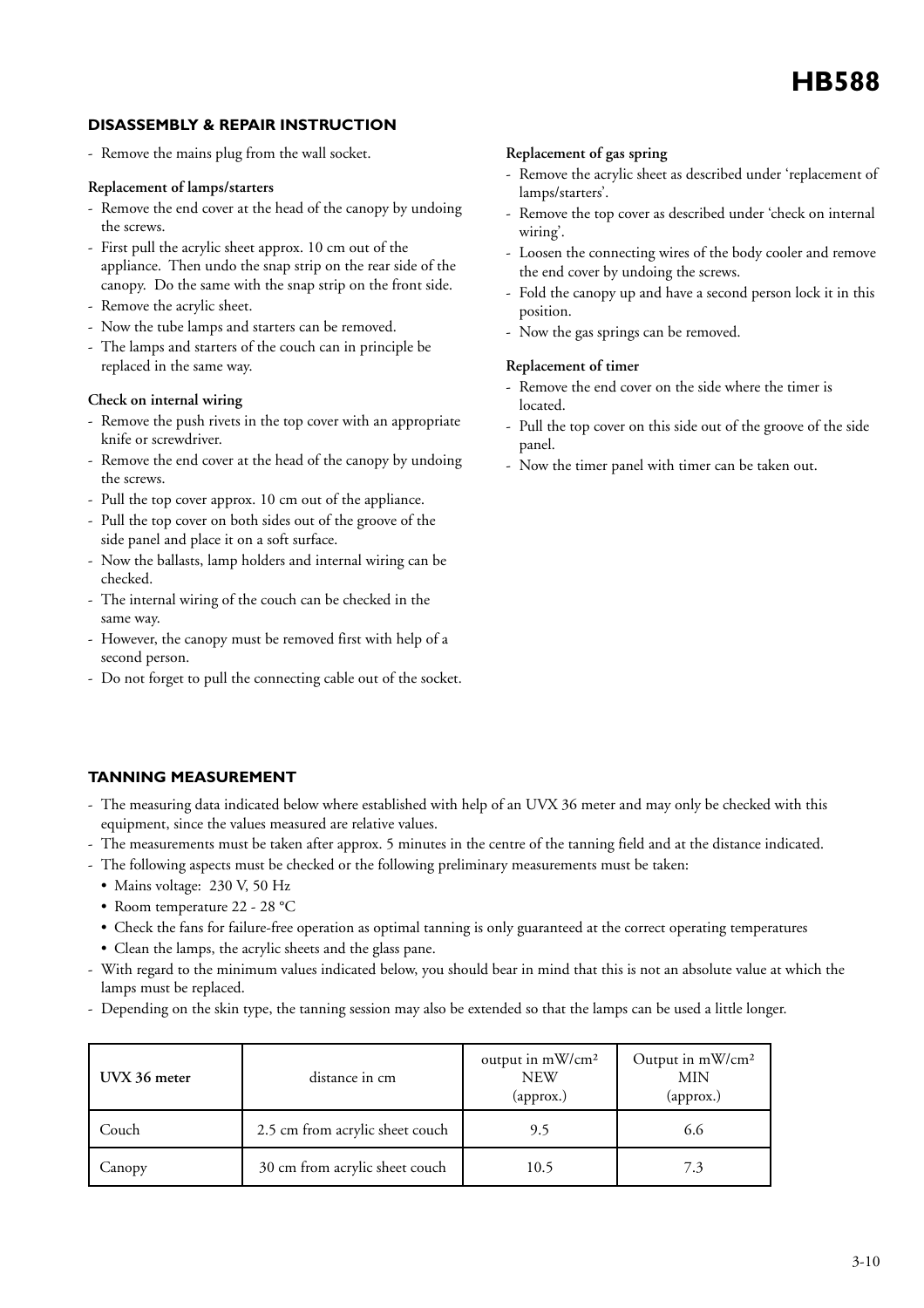## DISASSEMBLY & REPAIR INSTRUCTION

- Remove the mains plug from the wall socket.

**Replacement of lamps/starters**

- Remove the end cover at the head of the canopy by undoing the screws.
- First pull the acrylic sheet approx. 10 cm out of the appliance. Then undo the snap strip on the rear side of the canopy. Do the same with the snap strip on the front side.
- Remove the acrylic sheet.
- Now the tube lamps and starters can be removed.
- The lamps and starters of the couch can in principle be replaced in the same way.

**Check on internal wiring**

- Remove the push rivets in the top cover with an appropriate knife or screwdriver.
- Remove the end cover at the head of the canopy by undoing the screws.
- Pull the top cover approx. 10 cm out of the appliance.
- Pull the top cover on both sides out of the groove of the side panel and place it on a soft surface.
- Now the ballasts, lamp holders and internal wiring can be checked.
- The internal wiring of the couch can be checked in the same way.
- However, the canopy must be removed first with help of a second person.
- Do not forget to pull the connecting cable out of the socket.

**Replacement of gas spring**

- Remove the acrylic sheet as described under 'replacement of lamps/starters'.
- Remove the top cover as described under 'check on internal wiring'.
- Loosen the connecting wires of the body cooler and remove the end cover by undoing the screws.
- Fold the canopy up and have a second person lock it in this position.
- Now the gas springs can be removed.

**Replacement of timer**

- Remove the end cover on the side where the timer is located.
- Pull the top cover on this side out of the groove of the side panel.
- Now the timer panel with timer can be taken out.

## TANNING MEASUREMENT

- The measuring data indicated below where established with help of an UVX 36 meter and may only be checked with this equipment, since the values measured are relative values.
- The measurements must be taken after approx. 5 minutes in the centre of the tanning field and at the distance indicated.
- The following aspects must be checked or the following preliminary measurements must be taken:
  - Mains voltage: 230 V, 50 Hz
  - Room temperature 22 - 28 °C
  - Check the fans for failure-free operation as optimal tanning is only guaranteed at the correct operating temperatures
  - Clean the lamps, the acrylic sheets and the glass pane.
- With regard to the minimum values indicated below, you should bear in mind that this is not an absolute value at which the lamps must be replaced.
- Depending on the skin type, the tanning session may also be extended so that the lamps can be used a little longer.

| UVX 36 meter | distance in cm | output in mW/cm² NEW (approx.) | Output in mW/cm² MIN (approx.) |
|---|---|---|---|
| Couch | 2.5 cm from acrylic sheet couch | 9.5 | 6.6 |
| Canopy | 30 cm from acrylic sheet couch | 10.5 | 7.3 |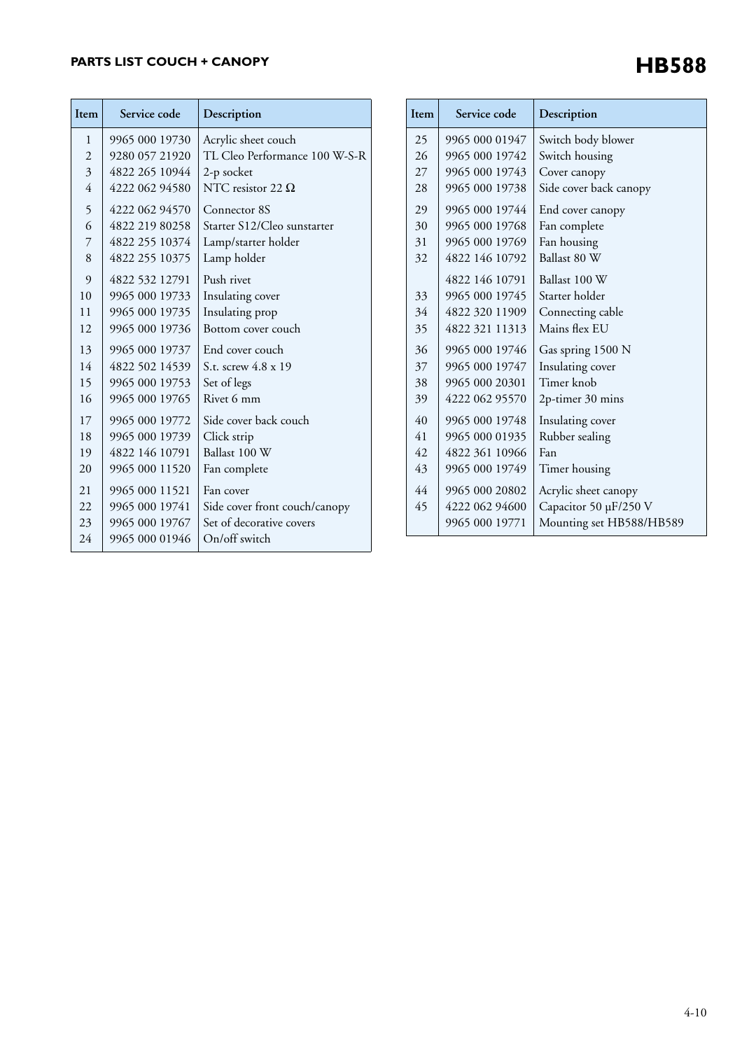## PARTS LIST COUCH + CANOPY

# HB588

| Item | Service code | Description |
|---|---|---|
| 1 | 9965 000 19730 | Acrylic sheet couch |
| 2 | 9280 057 21920 | TL Cleo Performance 100 W-S-R |
| 3 | 4822 265 10944 | 2-p socket |
| 4 | 4222 062 94580 | NTC resistor 22 Ω |
| 5 | 4222 062 94570 | Connector 8S |
| 6 | 4822 219 80258 | Starter S12/Cleo sunstarter |
| 7 | 4822 255 10374 | Lamp/starter holder |
| 8 | 4822 255 10375 | Lamp holder |
| 9 | 4822 532 12791 | Push rivet |
| 10 | 9965 000 19733 | Insulating cover |
| 11 | 9965 000 19735 | Insulating prop |
| 12 | 9965 000 19736 | Bottom cover couch |
| 13 | 9965 000 19737 | End cover couch |
| 14 | 4822 502 14539 | S.t. screw 4.8 x 19 |
| 15 | 9965 000 19753 | Set of legs |
| 16 | 9965 000 19765 | Rivet 6 mm |
| 17 | 9965 000 19772 | Side cover back couch |
| 18 | 9965 000 19739 | Click strip |
| 19 | 4822 146 10791 | Ballast 100 W |
| 20 | 9965 000 11520 | Fan complete |
| 21 | 9965 000 11521 | Fan cover |
| 22 | 9965 000 19741 | Side cover front couch/canopy |
| 23 | 9965 000 19767 | Set of decorative covers |
| 24 | 9965 000 01946 | On/off switch |

| Item | Service code | Description |
|---|---|---|
| 25 | 9965 000 01947 | Switch body blower |
| 26 | 9965 000 19742 | Switch housing |
| 27 | 9965 000 19743 | Cover canopy |
| 28 | 9965 000 19738 | Side cover back canopy |
| 29 | 9965 000 19744 | End cover canopy |
| 30 | 9965 000 19768 | Fan complete |
| 31 | 9965 000 19769 | Fan housing |
| 32 | 4822 146 10792 | Ballast 80 W |
| | 4822 146 10791 | Ballast 100 W |
| 33 | 9965 000 19745 | Starter holder |
| 34 | 4822 320 11909 | Connecting cable |
| 35 | 4822 321 11313 | Mains flex EU |
| 36 | 9965 000 19746 | Gas spring 1500 N |
| 37 | 9965 000 19747 | Insulating cover |
| 38 | 9965 000 20301 | Timer knob |
| 39 | 4222 062 95570 | 2p-timer 30 mins |
| 40 | 9965 000 19748 | Insulating cover |
| 41 | 9965 000 01935 | Rubber sealing |
| 42 | 4822 361 10966 | Fan |
| 43 | 9965 000 19749 | Timer housing |
| 44 | 9965 000 20802 | Acrylic sheet canopy |
| 45 | 4222 062 94600 | Capacitor 50 µF/250 V |
| | 9965 000 19771 | Mounting set HB588/HB589 |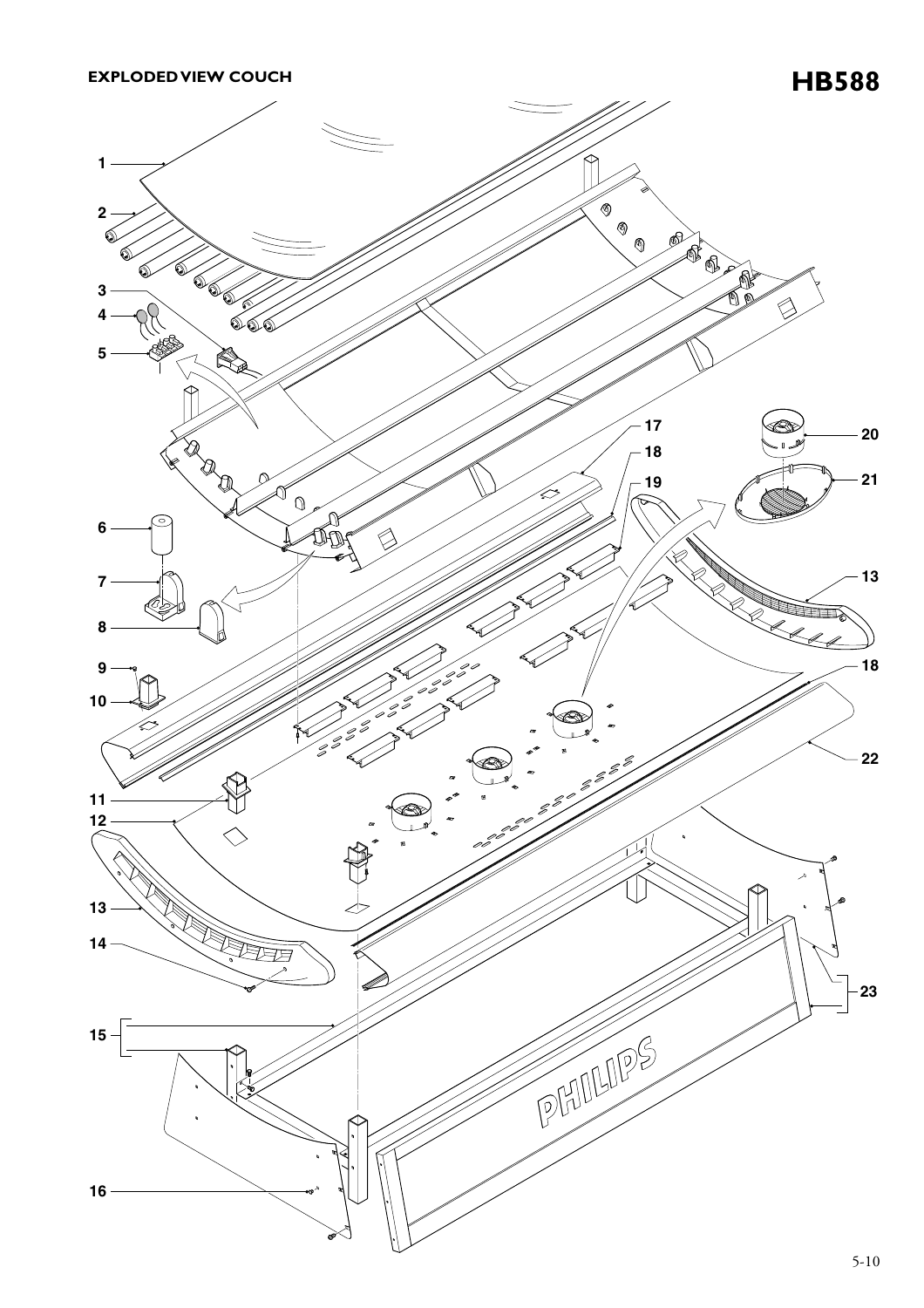# EXPLODED VIEW COUCH

## HB588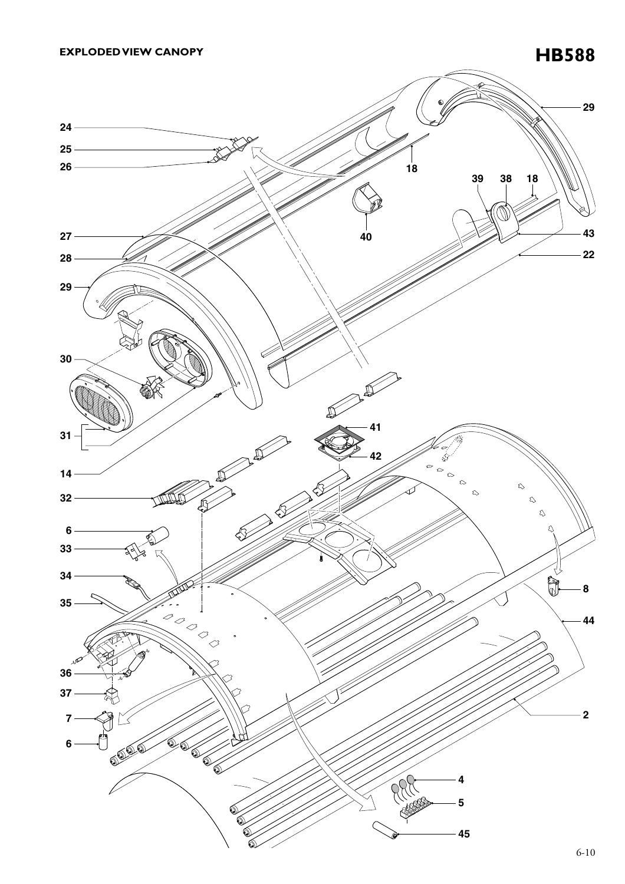# EXPLODED VIEW CANOPY

# HB588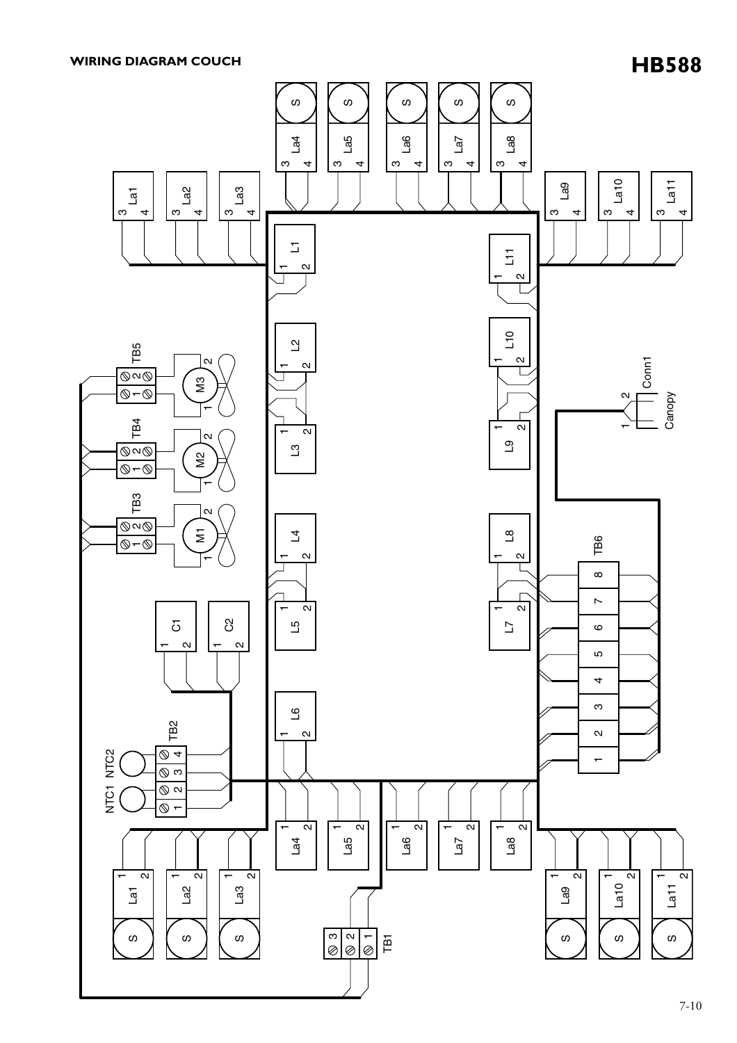**WIRING DIAGRAM COUCH**

# HB588

S S S S S
La4 La5 La6 La7 La8
3 4 3 4 3 4 3 4 3 4

La1 La2 La3 La9 La10 La11
3 4 3 4 3 4 3 4 3 4 3 4

L1 1 2
L11 1 2
L2 1 2
L10 1 2
L3 1 2
L9 1 2
L4 1 2
L8 1 2
L5 1 2
L7 1 2
L6 1 2

TB5 1 2 M3 1 2
TB4 1 2 M2 1 2
TB3 1 2 M1 1 2

C1 1 2
C2 1 2

Conn1 1 2 Canopy

TB6 1 2 3 4 5 6 7 8

TB2 1 2 3 4
NTC1 NTC2

La4 1 2 La5 1 2 La6 1 2 La7 1 2 La8 1 2

La1 1 2 La2 1 2 La3 1 2 La9 1 2 La10 1 2 La11 1 2
S S S S S S

TB1 1 2 3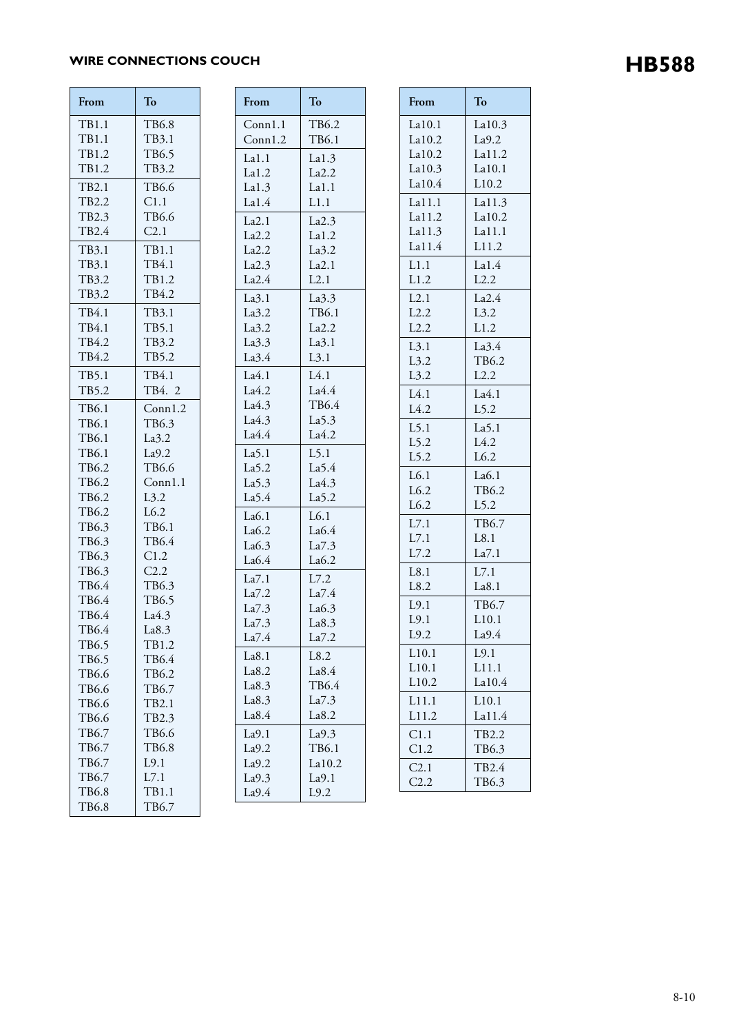**WIRE CONNECTIONS COUCH**

# HB588

| From | To |
|---|---|
| TB1.1 | TB6.8 |
| TB1.1 | TB3.1 |
| TB1.2 | TB6.5 |
| TB1.2 | TB3.2 |
| TB2.1 | TB6.6 |
| TB2.2 | C1.1 |
| TB2.3 | TB6.6 |
| TB2.4 | C2.1 |
| TB3.1 | TB1.1 |
| TB3.1 | TB4.1 |
| TB3.2 | TB1.2 |
| TB3.2 | TB4.2 |
| TB4.1 | TB3.1 |
| TB4.1 | TB5.1 |
| TB4.2 | TB3.2 |
| TB4.2 | TB5.2 |
| TB5.1 | TB4.1 |
| TB5.2 | TB4. 2 |
| TB6.1 | Conn1.2 |
| TB6.1 | TB6.3 |
| TB6.1 | La3.2 |
| TB6.1 | La9.2 |
| TB6.2 | TB6.6 |
| TB6.2 | Conn1.1 |
| TB6.2 | L3.2 |
| TB6.2 | L6.2 |
| TB6.3 | TB6.1 |
| TB6.3 | TB6.4 |
| TB6.3 | C1.2 |
| TB6.3 | C2.2 |
| TB6.4 | TB6.3 |
| TB6.4 | TB6.5 |
| TB6.4 | La4.3 |
| TB6.4 | La8.3 |
| TB6.5 | TB1.2 |
| TB6.5 | TB6.4 |
| TB6.6 | TB6.2 |
| TB6.6 | TB6.7 |
| TB6.6 | TB2.1 |
| TB6.6 | TB2.3 |
| TB6.7 | TB6.6 |
| TB6.7 | TB6.8 |
| TB6.7 | L9.1 |
| TB6.7 | L7.1 |
| TB6.8 | TB1.1 |
| TB6.8 | TB6.7 |

| From | To |
|---|---|
| Conn1.1 | TB6.2 |
| Conn1.2 | TB6.1 |
| La1.1 | La1.3 |
| La1.2 | La2.2 |
| La1.3 | La1.1 |
| La1.4 | L1.1 |
| La2.1 | La2.3 |
| La2.2 | La1.2 |
| La2.2 | La3.2 |
| La2.3 | La2.1 |
| La2.4 | L2.1 |
| La3.1 | La3.3 |
| La3.2 | TB6.1 |
| La3.2 | La2.2 |
| La3.3 | La3.1 |
| La3.4 | L3.1 |
| La4.1 | L4.1 |
| La4.2 | La4.4 |
| La4.3 | TB6.4 |
| La4.3 | La5.3 |
| La4.4 | La4.2 |
| La5.1 | L5.1 |
| La5.2 | La5.4 |
| La5.3 | La4.3 |
| La5.4 | La5.2 |
| La6.1 | L6.1 |
| La6.2 | La6.4 |
| La6.3 | La7.3 |
| La6.4 | La6.2 |
| La7.1 | L7.2 |
| La7.2 | La7.4 |
| La7.3 | La6.3 |
| La7.3 | La8.3 |
| La7.4 | La7.2 |
| La8.1 | L8.2 |
| La8.2 | La8.4 |
| La8.3 | TB6.4 |
| La8.3 | La7.3 |
| La8.4 | La8.2 |
| La9.1 | La9.3 |
| La9.2 | TB6.1 |
| La9.2 | La10.2 |
| La9.3 | La9.1 |
| La9.4 | L9.2 |

| From | To |
|---|---|
| La10.1 | La10.3 |
| La10.2 | La9.2 |
| La10.2 | La11.2 |
| La10.3 | La10.1 |
| La10.4 | L10.2 |
| La11.1 | La11.3 |
| La11.2 | La10.2 |
| La11.3 | La11.1 |
| La11.4 | L11.2 |
| L1.1 | La1.4 |
| L1.2 | L2.2 |
| L2.1 | La2.4 |
| L2.2 | L3.2 |
| L2.2 | L1.2 |
| L3.1 | La3.4 |
| L3.2 | TB6.2 |
| L3.2 | L2.2 |
| L4.1 | La4.1 |
| L4.2 | L5.2 |
| L5.1 | La5.1 |
| L5.2 | L4.2 |
| L5.2 | L6.2 |
| L6.1 | La6.1 |
| L6.2 | TB6.2 |
| L6.2 | L5.2 |
| L7.1 | TB6.7 |
| L7.1 | L8.1 |
| L7.2 | La7.1 |
| L8.1 | L7.1 |
| L8.2 | La8.1 |
| L9.1 | TB6.7 |
| L9.1 | L10.1 |
| L9.2 | La9.4 |
| L10.1 | L9.1 |
| L10.1 | L11.1 |
| L10.2 | La10.4 |
| L11.1 | L10.1 |
| L11.2 | La11.4 |
| C1.1 | TB2.2 |
| C1.2 | TB6.3 |
| C2.1 | TB2.4 |
| C2.2 | TB6.3 |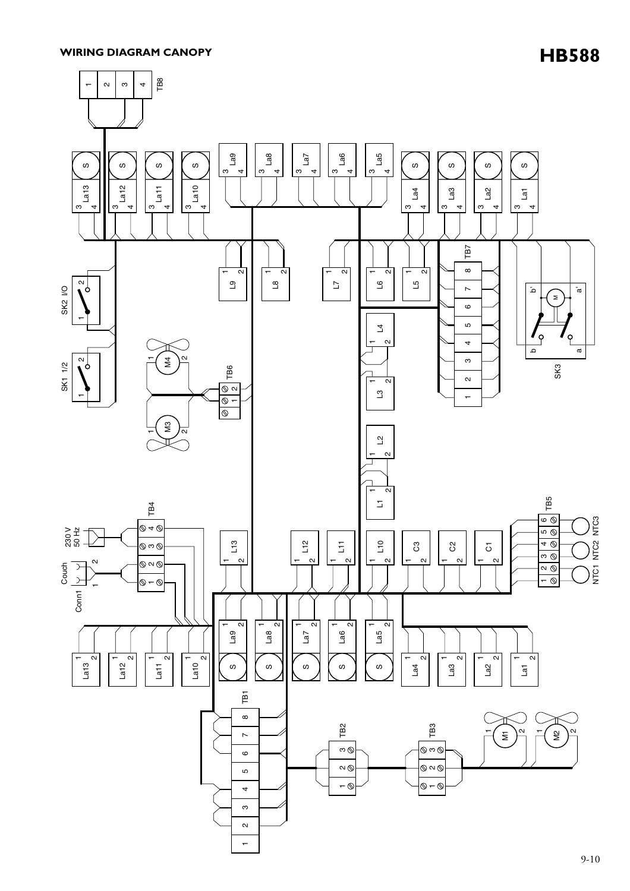**WIRING DIAGRAM CANOPY**

# HB588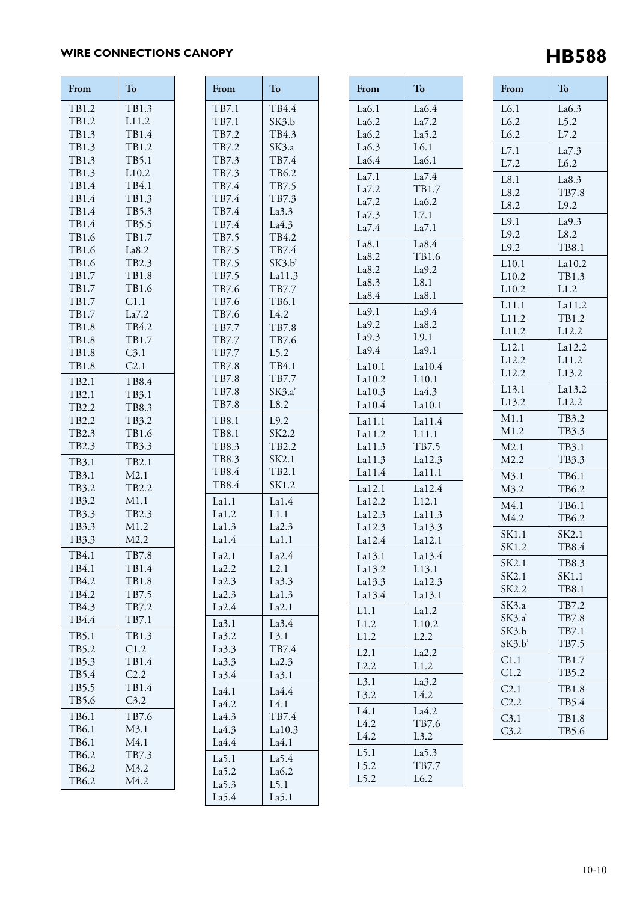## WIRE CONNECTIONS CANOPY

# HB588

| From | To |
|---|---|
| TB1.2 | TB1.3 |
| TB1.2 | L11.2 |
| TB1.3 | TB1.4 |
| TB1.3 | TB1.2 |
| TB1.3 | TB5.1 |
| TB1.3 | L10.2 |
| TB1.4 | TB4.1 |
| TB1.4 | TB1.3 |
| TB1.4 | TB5.3 |
| TB1.4 | TB5.5 |
| TB1.6 | TB1.7 |
| TB1.6 | La8.2 |
| TB1.6 | TB2.3 |
| TB1.7 | TB1.8 |
| TB1.7 | TB1.6 |
| TB1.7 | C1.1 |
| TB1.7 | La7.2 |
| TB1.8 | TB4.2 |
| TB1.8 | TB1.7 |
| TB1.8 | C3.1 |
| TB1.8 | C2.1 |
| TB2.1 | TB8.4 |
| TB2.1 | TB3.1 |
| TB2.2 | TB8.3 |
| TB2.2 | TB3.2 |
| TB2.3 | TB1.6 |
| TB2.3 | TB3.3 |
| TB3.1 | TB2.1 |
| TB3.1 | M2.1 |
| TB3.2 | TB2.2 |
| TB3.2 | M1.1 |
| TB3.3 | TB2.3 |
| TB3.3 | M1.2 |
| TB3.3 | M2.2 |
| TB4.1 | TB7.8 |
| TB4.1 | TB1.4 |
| TB4.2 | TB1.8 |
| TB4.2 | TB7.5 |
| TB4.3 | TB7.2 |
| TB4.4 | TB7.1 |
| TB5.1 | TB1.3 |
| TB5.2 | C1.2 |
| TB5.3 | TB1.4 |
| TB5.4 | C2.2 |
| TB5.5 | TB1.4 |
| TB5.6 | C3.2 |
| TB6.1 | TB7.6 |
| TB6.1 | M3.1 |
| TB6.1 | M4.1 |
| TB6.2 | TB7.3 |
| TB6.2 | M3.2 |
| TB6.2 | M4.2 |

| From | To |
|---|---|
| TB7.1 | TB4.4 |
| TB7.1 | SK3.b |
| TB7.2 | TB4.3 |
| TB7.2 | SK3.a |
| TB7.3 | TB7.4 |
| TB7.3 | TB6.2 |
| TB7.4 | TB7.5 |
| TB7.4 | TB7.3 |
| TB7.4 | La3.3 |
| TB7.4 | La4.3 |
| TB7.5 | TB4.2 |
| TB7.5 | TB7.4 |
| TB7.5 | SK3.b' |
| TB7.5 | La11.3 |
| TB7.6 | TB7.7 |
| TB7.6 | TB6.1 |
| TB7.6 | L4.2 |
| TB7.7 | TB7.8 |
| TB7.7 | TB7.6 |
| TB7.7 | L5.2 |
| TB7.8 | TB4.1 |
| TB7.8 | TB7.7 |
| TB7.8 | SK3.a' |
| TB7.8 | L8.2 |
| TB8.1 | L9.2 |
| TB8.1 | SK2.2 |
| TB8.3 | TB2.2 |
| TB8.3 | SK2.1 |
| TB8.4 | TB2.1 |
| TB8.4 | SK1.2 |
| La1.1 | La1.4 |
| La1.2 | L1.1 |
| La1.3 | La2.3 |
| La1.4 | La1.1 |
| La2.1 | La2.4 |
| La2.2 | L2.1 |
| La2.3 | La3.3 |
| La2.3 | La1.3 |
| La2.4 | La2.1 |
| La3.1 | La3.4 |
| La3.2 | L3.1 |
| La3.3 | TB7.4 |
| La3.3 | La2.3 |
| La3.4 | La3.1 |
| La4.1 | La4.4 |
| La4.2 | L4.1 |
| La4.3 | TB7.4 |
| La4.3 | La10.3 |
| La4.4 | La4.1 |
| La5.1 | La5.4 |
| La5.2 | La6.2 |
| La5.3 | L5.1 |
| La5.4 | La5.1 |

| From | To |
|---|---|
| La6.1 | La6.4 |
| La6.2 | La7.2 |
| La6.2 | La5.2 |
| La6.3 | L6.1 |
| La6.4 | La6.1 |
| La7.1 | La7.4 |
| La7.2 | TB1.7 |
| La7.2 | La6.2 |
| La7.3 | L7.1 |
| La7.4 | La7.1 |
| La8.1 | La8.4 |
| La8.2 | TB1.6 |
| La8.2 | La9.2 |
| La8.3 | L8.1 |
| La8.4 | La8.1 |
| La9.1 | La9.4 |
| La9.2 | La8.2 |
| La9.3 | L9.1 |
| La9.4 | La9.1 |
| La10.1 | La10.4 |
| La10.2 | L10.1 |
| La10.3 | La4.3 |
| La10.4 | La10.1 |
| La11.1 | La11.4 |
| La11.2 | L11.1 |
| La11.3 | TB7.5 |
| La11.3 | La12.3 |
| La11.4 | La11.1 |
| La12.1 | La12.4 |
| La12.2 | L12.1 |
| La12.3 | La11.3 |
| La12.3 | La13.3 |
| La12.4 | La12.1 |
| La13.1 | La13.4 |
| La13.2 | L13.1 |
| La13.3 | La12.3 |
| La13.4 | La13.1 |
| L1.1 | La1.2 |
| L1.2 | L10.2 |
| L1.2 | L2.2 |
| L2.1 | La2.2 |
| L2.2 | L1.2 |
| L3.1 | La3.2 |
| L3.2 | L4.2 |
| L4.1 | La4.2 |
| L4.2 | TB7.6 |
| L4.2 | L3.2 |
| L5.1 | La5.3 |
| L5.2 | TB7.7 |
| L5.2 | L6.2 |

| From | To |
|---|---|
| L6.1 | La6.3 |
| L6.2 | L5.2 |
| L6.2 | L7.2 |
| L7.1 | La7.3 |
| L7.2 | L6.2 |
| L8.1 | La8.3 |
| L8.2 | TB7.8 |
| L8.2 | L9.2 |
| L9.1 | La9.3 |
| L9.2 | L8.2 |
| L9.2 | TB8.1 |
| L10.1 | La10.2 |
| L10.2 | TB1.3 |
| L10.2 | L1.2 |
| L11.1 | La11.2 |
| L11.2 | TB1.2 |
| L11.2 | L12.2 |
| L12.1 | La12.2 |
| L12.2 | L11.2 |
| L12.2 | L13.2 |
| L13.1 | La13.2 |
| L13.2 | L12.2 |
| M1.1 | TB3.2 |
| M1.2 | TB3.3 |
| M2.1 | TB3.1 |
| M2.2 | TB3.3 |
| M3.1 | TB6.1 |
| M3.2 | TB6.2 |
| M4.1 | TB6.1 |
| M4.2 | TB6.2 |
| SK1.1 | SK2.1 |
| SK1.2 | TB8.4 |
| SK2.1 | TB8.3 |
| SK2.1 | SK1.1 |
| SK2.2 | TB8.1 |
| SK3.a | TB7.2 |
| SK3.a' | TB7.8 |
| SK3.b | TB7.1 |
| SK3.b' | TB7.5 |
| C1.1 | TB1.7 |
| C1.2 | TB5.2 |
| C2.1 | TB1.8 |
| C2.2 | TB5.4 |
| C3.1 | TB1.8 |
| C3.2 | TB5.6 |